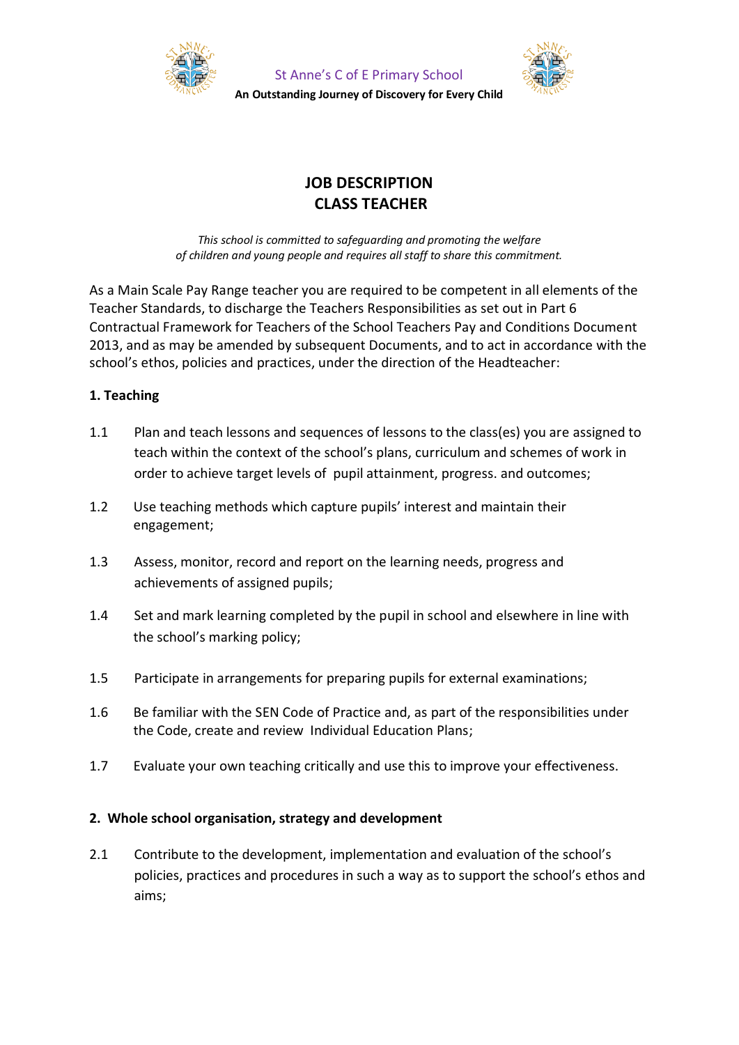St Anne's C of E Primary School

**An Outstanding Journey of Discovery for Every Child**

# JOB DESCRIPTION
# CLASS TEACHER

*This school is committed to safeguarding and promoting the welfare of children and young people and requires all staff to share this commitment.*

As a Main Scale Pay Range teacher you are required to be competent in all elements of the Teacher Standards, to discharge the Teachers Responsibilities as set out in Part 6 Contractual Framework for Teachers of the School Teachers Pay and Conditions Document 2013, and as may be amended by subsequent Documents, and to act in accordance with the school's ethos, policies and practices, under the direction of the Headteacher:

## 1. Teaching

1.1 Plan and teach lessons and sequences of lessons to the class(es) you are assigned to teach within the context of the school's plans, curriculum and schemes of work in order to achieve target levels of pupil attainment, progress. and outcomes;

1.2 Use teaching methods which capture pupils' interest and maintain their engagement;

1.3 Assess, monitor, record and report on the learning needs, progress and achievements of assigned pupils;

1.4 Set and mark learning completed by the pupil in school and elsewhere in line with the school's marking policy;

1.5 Participate in arrangements for preparing pupils for external examinations;

1.6 Be familiar with the SEN Code of Practice and, as part of the responsibilities under the Code, create and review Individual Education Plans;

1.7 Evaluate your own teaching critically and use this to improve your effectiveness.

## 2. Whole school organisation, strategy and development

2.1 Contribute to the development, implementation and evaluation of the school's policies, practices and procedures in such a way as to support the school's ethos and aims;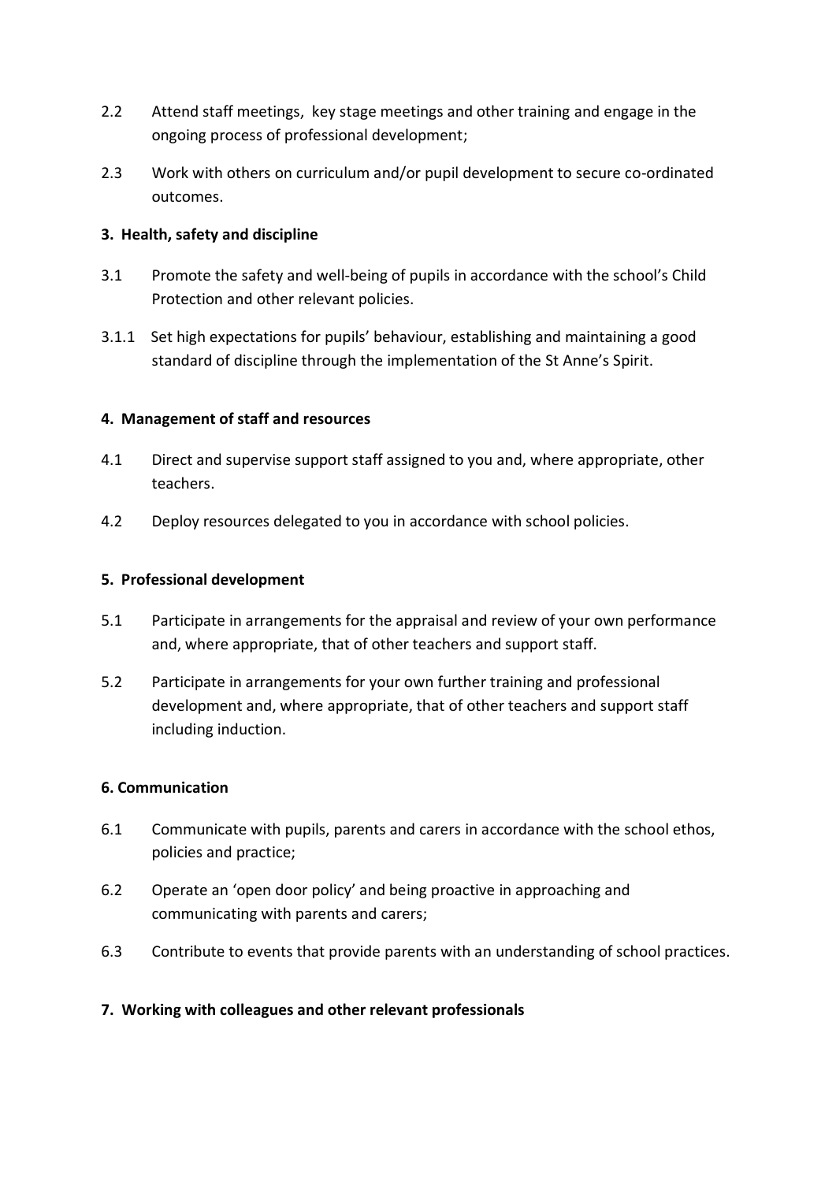2.2 Attend staff meetings, key stage meetings and other training and engage in the ongoing process of professional development;

2.3 Work with others on curriculum and/or pupil development to secure co-ordinated outcomes.

**3. Health, safety and discipline**

3.1 Promote the safety and well-being of pupils in accordance with the school's Child Protection and other relevant policies.

3.1.1 Set high expectations for pupils' behaviour, establishing and maintaining a good standard of discipline through the implementation of the St Anne's Spirit.

**4. Management of staff and resources**

4.1 Direct and supervise support staff assigned to you and, where appropriate, other teachers.

4.2 Deploy resources delegated to you in accordance with school policies.

**5. Professional development**

5.1 Participate in arrangements for the appraisal and review of your own performance and, where appropriate, that of other teachers and support staff.

5.2 Participate in arrangements for your own further training and professional development and, where appropriate, that of other teachers and support staff including induction.

**6. Communication**

6.1 Communicate with pupils, parents and carers in accordance with the school ethos, policies and practice;

6.2 Operate an 'open door policy' and being proactive in approaching and communicating with parents and carers;

6.3 Contribute to events that provide parents with an understanding of school practices.

**7. Working with colleagues and other relevant professionals**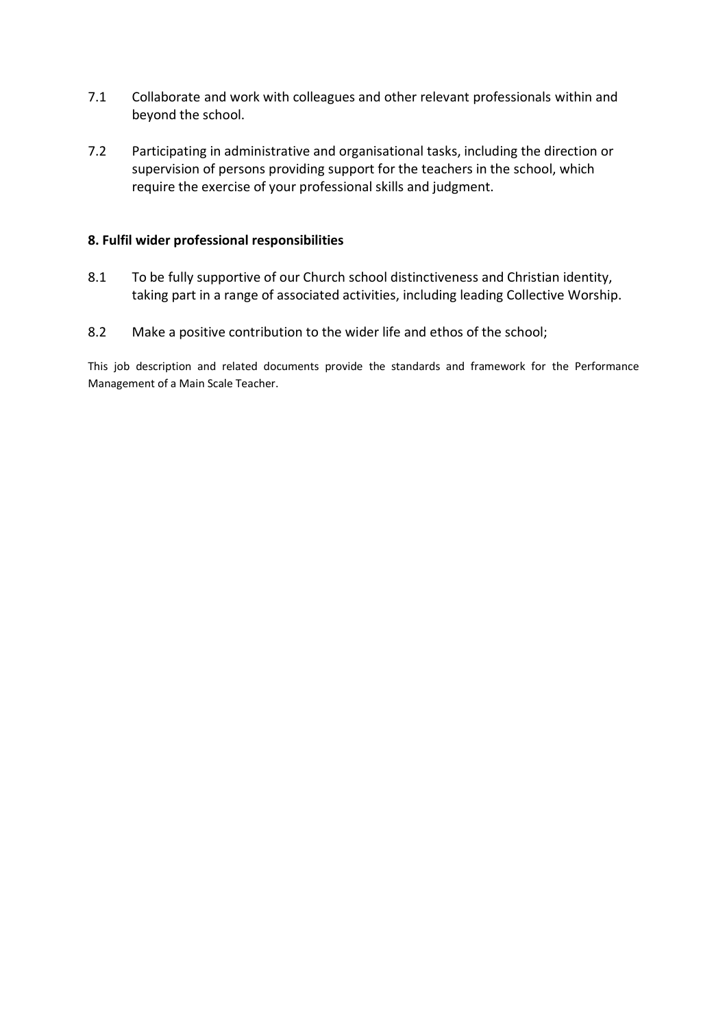7.1 Collaborate and work with colleagues and other relevant professionals within and beyond the school.

7.2 Participating in administrative and organisational tasks, including the direction or supervision of persons providing support for the teachers in the school, which require the exercise of your professional skills and judgment.

**8. Fulfil wider professional responsibilities**

8.1 To be fully supportive of our Church school distinctiveness and Christian identity, taking part in a range of associated activities, including leading Collective Worship.

8.2 Make a positive contribution to the wider life and ethos of the school;

This job description and related documents provide the standards and framework for the Performance Management of a Main Scale Teacher.